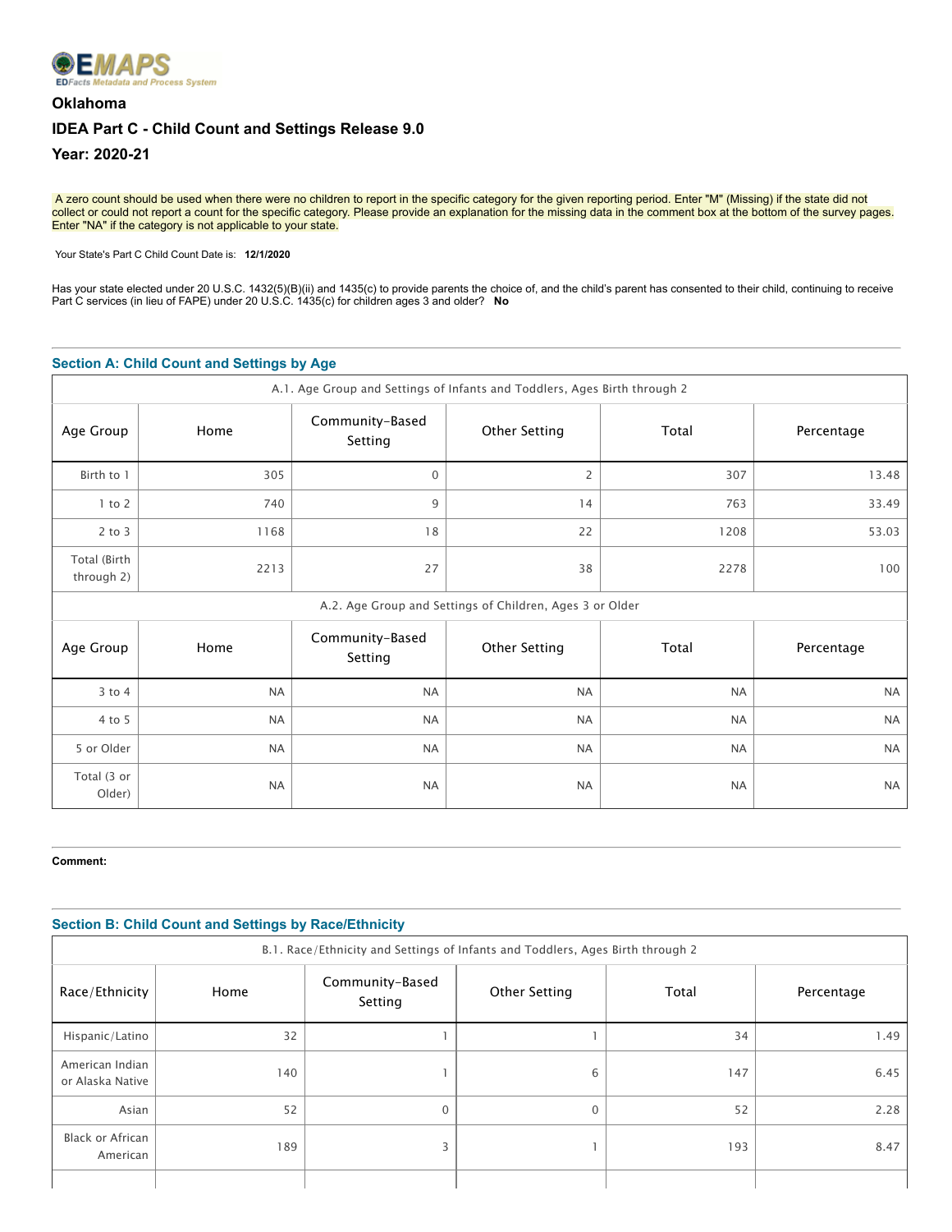**EMAPS**
EDFacts Metadata and Process System

## Oklahoma

## IDEA Part C - Child Count and Settings Release 9.0

## Year: 2020-21

A zero count should be used when there were no children to report in the specific category for the given reporting period. Enter "M" (Missing) if the state did not collect or could not report a count for the specific category. Please provide an explanation for the missing data in the comment box at the bottom of the survey pages. Enter "NA" if the category is not applicable to your state.

Your State's Part C Child Count Date is: **12/1/2020**

Has your state elected under 20 U.S.C. 1432(5)(B)(ii) and 1435(c) to provide parents the choice of, and the child's parent has consented to their child, continuing to receive Part C services (in lieu of FAPE) under 20 U.S.C. 1435(c) for children ages 3 and older? **No**

### Section A: Child Count and Settings by Age

A.1. Age Group and Settings of Infants and Toddlers, Ages Birth through 2

| Age Group | Home | Community-Based Setting | Other Setting | Total | Percentage |
|---|---|---|---|---|---|
| Birth to 1 | 305 | 0 | 2 | 307 | 13.48 |
| 1 to 2 | 740 | 9 | 14 | 763 | 33.49 |
| 2 to 3 | 1168 | 18 | 22 | 1208 | 53.03 |
| Total (Birth through 2) | 2213 | 27 | 38 | 2278 | 100 |

A.2. Age Group and Settings of Children, Ages 3 or Older

| Age Group | Home | Community-Based Setting | Other Setting | Total | Percentage |
|---|---|---|---|---|---|
| 3 to 4 | NA | NA | NA | NA | NA |
| 4 to 5 | NA | NA | NA | NA | NA |
| 5 or Older | NA | NA | NA | NA | NA |
| Total (3 or Older) | NA | NA | NA | NA | NA |

**Comment:**

### Section B: Child Count and Settings by Race/Ethnicity

B.1. Race/Ethnicity and Settings of Infants and Toddlers, Ages Birth through 2

| Race/Ethnicity | Home | Community-Based Setting | Other Setting | Total | Percentage |
|---|---|---|---|---|---|
| Hispanic/Latino | 32 | 1 | 1 | 34 | 1.49 |
| American Indian or Alaska Native | 140 | 1 | 6 | 147 | 6.45 |
| Asian | 52 | 0 | 0 | 52 | 2.28 |
| Black or African American | 189 | 3 | 1 | 193 | 8.47 |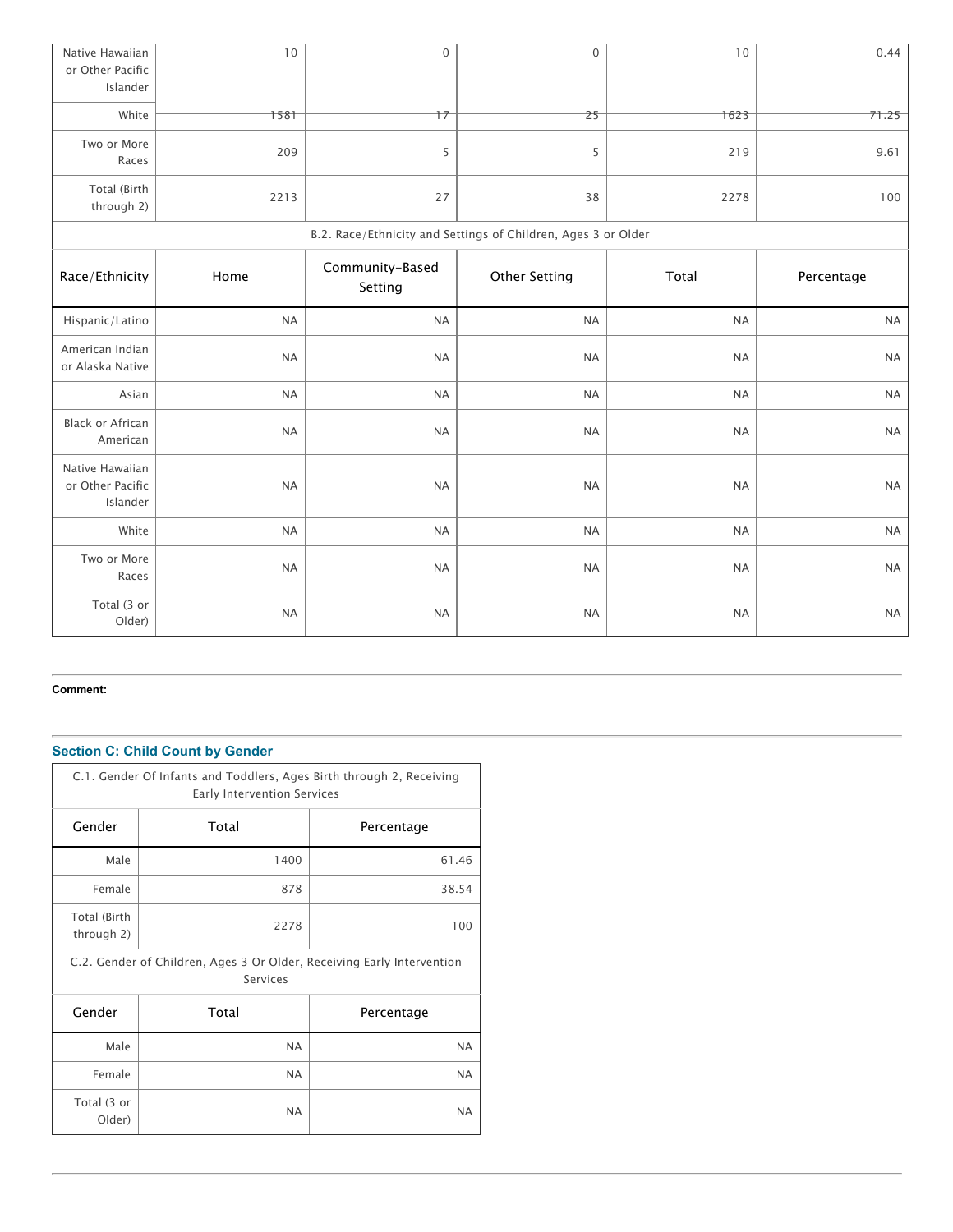| | | | | | |
|---|---|---|---|---|---|
| Native Hawaiian or Other Pacific Islander | 10 | 0 | 0 | 10 | 0.44 |
| White | 1581 | 17 | 25 | 1623 | 71.25 |
| Two or More Races | 209 | 5 | 5 | 219 | 9.61 |
| Total (Birth through 2) | 2213 | 27 | 38 | 2278 | 100 |

B.2. Race/Ethnicity and Settings of Children, Ages 3 or Older

| Race/Ethnicity | Home | Community-Based Setting | Other Setting | Total | Percentage |
|---|---|---|---|---|---|
| Hispanic/Latino | NA | NA | NA | NA | NA |
| American Indian or Alaska Native | NA | NA | NA | NA | NA |
| Asian | NA | NA | NA | NA | NA |
| Black or African American | NA | NA | NA | NA | NA |
| Native Hawaiian or Other Pacific Islander | NA | NA | NA | NA | NA |
| White | NA | NA | NA | NA | NA |
| Two or More Races | NA | NA | NA | NA | NA |
| Total (3 or Older) | NA | NA | NA | NA | NA |

**Comment:**

### Section C: Child Count by Gender

C.1. Gender Of Infants and Toddlers, Ages Birth through 2, Receiving Early Intervention Services

| Gender | Total | Percentage |
|---|---|---|
| Male | 1400 | 61.46 |
| Female | 878 | 38.54 |
| Total (Birth through 2) | 2278 | 100 |

C.2. Gender of Children, Ages 3 Or Older, Receiving Early Intervention Services

| Gender | Total | Percentage |
|---|---|---|
| Male | NA | NA |
| Female | NA | NA |
| Total (3 or Older) | NA | NA |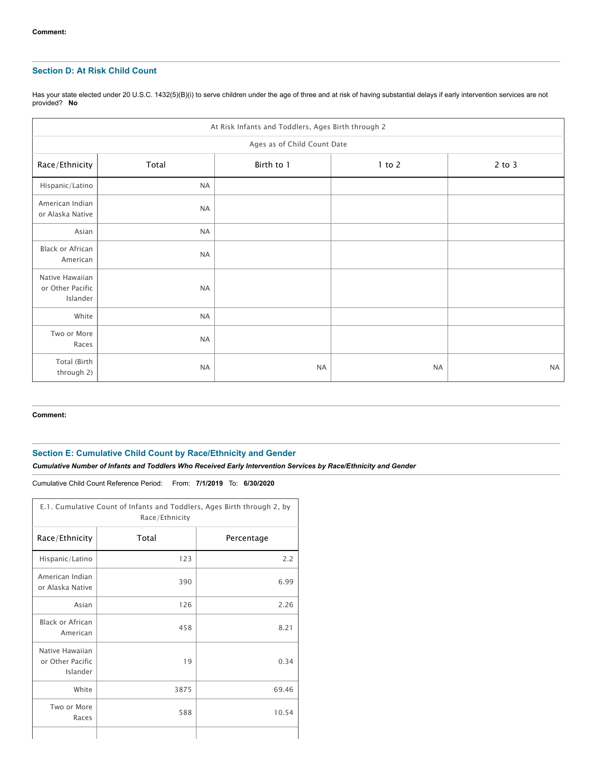**Comment:**

## Section D: At Risk Child Count

Has your state elected under 20 U.S.C. 1432(5)(B)(i) to serve children under the age of three and at risk of having substantial delays if early intervention services are not provided? **No**

| At Risk Infants and Toddlers, Ages Birth through 2 | | | | |
|---|---|---|---|---|
| | Ages as of Child Count Date | | | |
| Race/Ethnicity | Total | Birth to 1 | 1 to 2 | 2 to 3 |
| Hispanic/Latino | NA | | | |
| American Indian or Alaska Native | NA | | | |
| Asian | NA | | | |
| Black or African American | NA | | | |
| Native Hawaiian or Other Pacific Islander | NA | | | |
| White | NA | | | |
| Two or More Races | NA | | | |
| Total (Birth through 2) | NA | NA | NA | NA |

**Comment:**

## Section E: Cumulative Child Count by Race/Ethnicity and Gender

***Cumulative Number of Infants and Toddlers Who Received Early Intervention Services by Race/Ethnicity and Gender***

Cumulative Child Count Reference Period: From: **7/1/2019** To: **6/30/2020**

| E.1. Cumulative Count of Infants and Toddlers, Ages Birth through 2, by Race/Ethnicity | | |
|---|---|---|
| Race/Ethnicity | Total | Percentage |
| Hispanic/Latino | 123 | 2.2 |
| American Indian or Alaska Native | 390 | 6.99 |
| Asian | 126 | 2.26 |
| Black or African American | 458 | 8.21 |
| Native Hawaiian or Other Pacific Islander | 19 | 0.34 |
| White | 3875 | 69.46 |
| Two or More Races | 588 | 10.54 |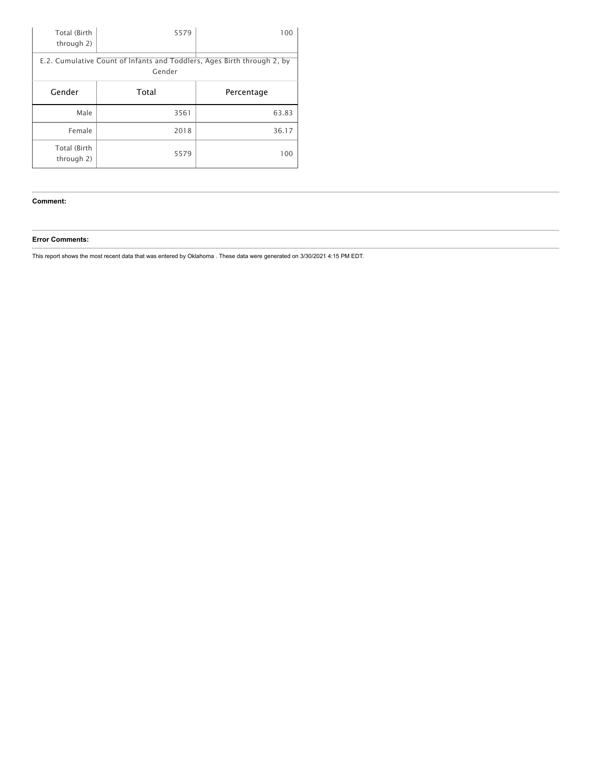| | | |
|---|---|---|
| Total (Birth through 2) | 5579 | 100 |

| E.2. Cumulative Count of Infants and Toddlers, Ages Birth through 2, by Gender | | |
|---|---|---|
| Gender | Total | Percentage |
| Male | 3561 | 63.83 |
| Female | 2018 | 36.17 |
| Total (Birth through 2) | 5579 | 100 |

**Comment:**

**Error Comments:**

This report shows the most recent data that was entered by Oklahoma . These data were generated on 3/30/2021 4:15 PM EDT.